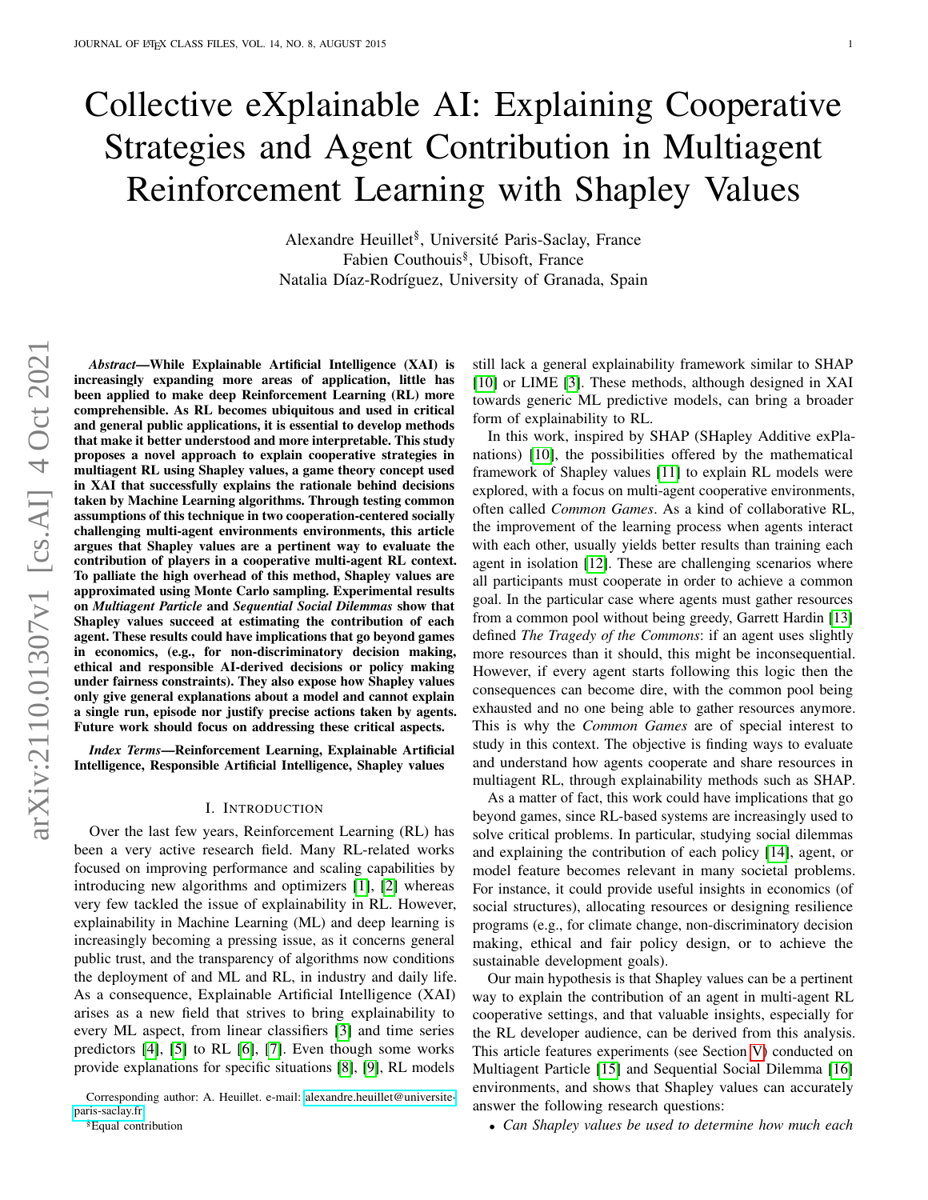# Collective eXplainable AI: Explaining Cooperative Strategies and Agent Contribution in Multiagent Reinforcement Learning with Shapley Values

Alexandre Heuillet[§], Université Paris-Saclay, France
Fabien Couthouis[§], Ubisoft, France
Natalia Díaz-Rodríguez, University of Granada, Spain

***Abstract*—While Explainable Artificial Intelligence (XAI) is increasingly expanding more areas of application, little has been applied to make deep Reinforcement Learning (RL) more comprehensible. As RL becomes ubiquitous and used in critical and general public applications, it is essential to develop methods that make it better understood and more interpretable. This study proposes a novel approach to explain cooperative strategies in multiagent RL using Shapley values, a game theory concept used in XAI that successfully explains the rationale behind decisions taken by Machine Learning algorithms. Through testing common assumptions of this technique in two cooperation-centered socially challenging multi-agent environments environments, this article argues that Shapley values are a pertinent way to evaluate the contribution of players in a cooperative multi-agent RL context. To palliate the high overhead of this method, Shapley values are approximated using Monte Carlo sampling. Experimental results on *Multiagent Particle* and *Sequential Social Dilemmas* show that Shapley values succeed at estimating the contribution of each agent. These results could have implications that go beyond games in economics, (e.g., for non-discriminatory decision making, ethical and responsible AI-derived decisions or policy making under fairness constraints). They also expose how Shapley values only give general explanations about a model and cannot explain a single run, episode nor justify precise actions taken by agents. Future work should focus on addressing these critical aspects.**

***Index Terms*—Reinforcement Learning, Explainable Artificial Intelligence, Responsible Artificial Intelligence, Shapley values**

## I. Introduction

Over the last few years, Reinforcement Learning (RL) has been a very active research field. Many RL-related works focused on improving performance and scaling capabilities by introducing new algorithms and optimizers [1], [2] whereas very few tackled the issue of explainability in RL. However, explainability in Machine Learning (ML) and deep learning is increasingly becoming a pressing issue, as it concerns general public trust, and the transparency of algorithms now conditions the deployment of and ML and RL, in industry and daily life. As a consequence, Explainable Artificial Intelligence (XAI) arises as a new field that strives to bring explainability to every ML aspect, from linear classifiers [3] and time series predictors [4], [5] to RL [6], [7]. Even though some works provide explanations for specific situations [8], [9], RL models still lack a general explainability framework similar to SHAP [10] or LIME [3]. These methods, although designed in XAI towards generic ML predictive models, can bring a broader form of explainability to RL.

In this work, inspired by SHAP (SHapley Additive exPlanations) [10], the possibilities offered by the mathematical framework of Shapley values [11] to explain RL models were explored, with a focus on multi-agent cooperative environments, often called *Common Games*. As a kind of collaborative RL, the improvement of the learning process when agents interact with each other, usually yields better results than training each agent in isolation [12]. These are challenging scenarios where all participants must cooperate in order to achieve a common goal. In the particular case where agents must gather resources from a common pool without being greedy, Garrett Hardin [13] defined *The Tragedy of the Commons*: if an agent uses slightly more resources than it should, this might be inconsequential. However, if every agent starts following this logic then the consequences can become dire, with the common pool being exhausted and no one being able to gather resources anymore. This is why the *Common Games* are of special interest to study in this context. The objective is finding ways to evaluate and understand how agents cooperate and share resources in multiagent RL, through explainability methods such as SHAP.

As a matter of fact, this work could have implications that go beyond games, since RL-based systems are increasingly used to solve critical problems. In particular, studying social dilemmas and explaining the contribution of each policy [14], agent, or model feature becomes relevant in many societal problems. For instance, it could provide useful insights in economics (of social structures), allocating resources or designing resilience programs (e.g., for climate change, non-discriminatory decision making, ethical and fair policy design, or to achieve the sustainable development goals).

Our main hypothesis is that Shapley values can be a pertinent way to explain the contribution of an agent in multi-agent RL cooperative settings, and that valuable insights, especially for the RL developer audience, can be derived from this analysis. This article features experiments (see Section V) conducted on Multiagent Particle [15] and Sequential Social Dilemma [16] environments, and shows that Shapley values can accurately answer the following research questions:

- *Can Shapley values be used to determine how much each*

Corresponding author: A. Heuillet. e-mail: alexandre.heuillet@universite-paris-saclay.fr

[§]Equal contribution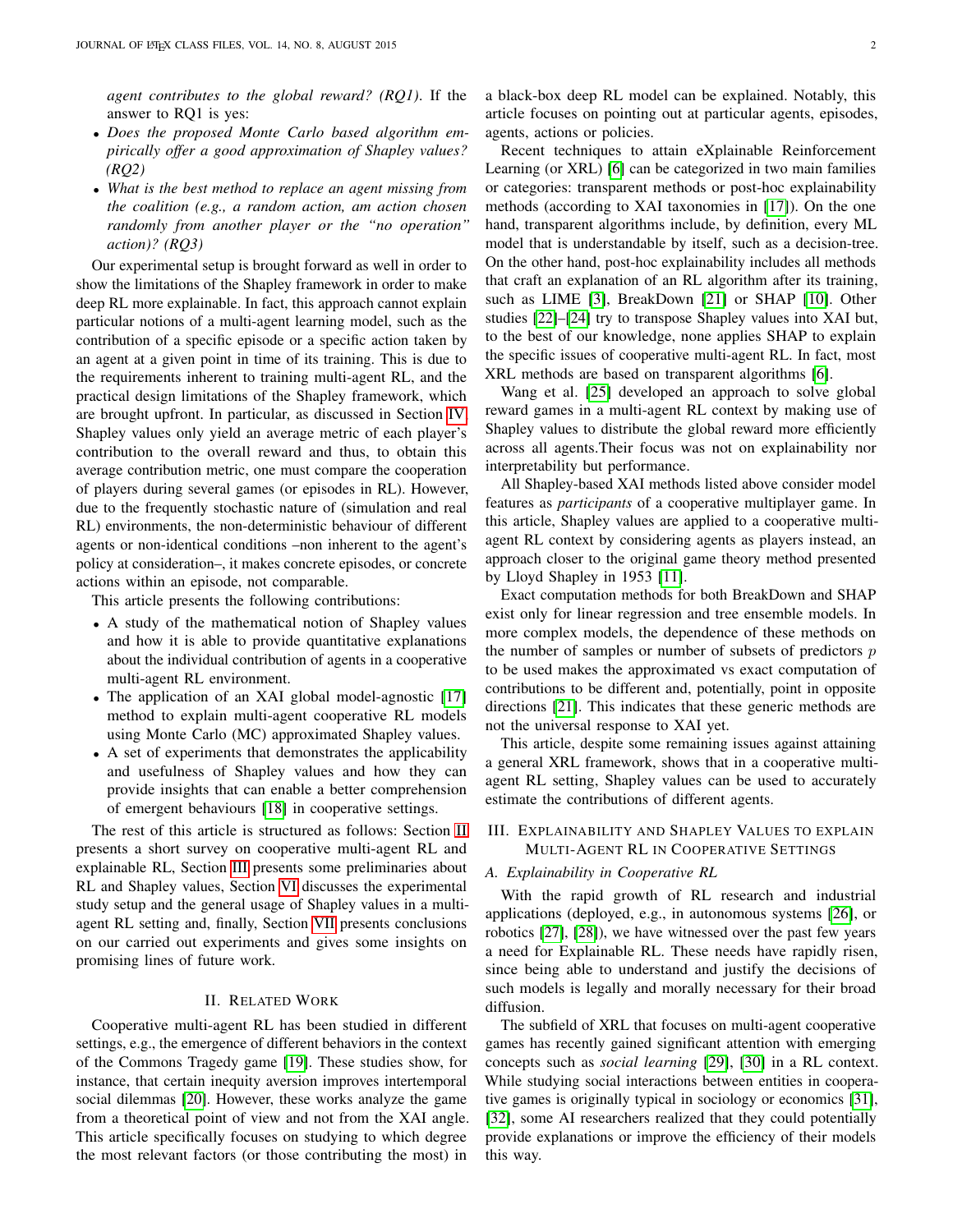*agent contributes to the global reward? (RQ1)*. If the answer to RQ1 is yes:

- *Does the proposed Monte Carlo based algorithm empirically offer a good approximation of Shapley values? (RQ2)*
- *What is the best method to replace an agent missing from the coalition (e.g., a random action, am action chosen randomly from another player or the "no operation" action)? (RQ3)*

Our experimental setup is brought forward as well in order to show the limitations of the Shapley framework in order to make deep RL more explainable. In fact, this approach cannot explain particular notions of a multi-agent learning model, such as the contribution of a specific episode or a specific action taken by an agent at a given point in time of its training. This is due to the requirements inherent to training multi-agent RL, and the practical design limitations of the Shapley framework, which are brought upfront. In particular, as discussed in Section IV, Shapley values only yield an average metric of each player's contribution to the overall reward and thus, to obtain this average contribution metric, one must compare the cooperation of players during several games (or episodes in RL). However, due to the frequently stochastic nature of (simulation and real RL) environments, the non-deterministic behaviour of different agents or non-identical conditions –non inherent to the agent's policy at consideration–, it makes concrete episodes, or concrete actions within an episode, not comparable.

This article presents the following contributions:

- A study of the mathematical notion of Shapley values and how it is able to provide quantitative explanations about the individual contribution of agents in a cooperative multi-agent RL environment.
- The application of an XAI global model-agnostic [17] method to explain multi-agent cooperative RL models using Monte Carlo (MC) approximated Shapley values.
- A set of experiments that demonstrates the applicability and usefulness of Shapley values and how they can provide insights that can enable a better comprehension of emergent behaviours [18] in cooperative settings.

The rest of this article is structured as follows: Section II presents a short survey on cooperative multi-agent RL and explainable RL, Section III presents some preliminaries about RL and Shapley values, Section VI discusses the experimental study setup and the general usage of Shapley values in a multi-agent RL setting and, finally, Section VII presents conclusions on our carried out experiments and gives some insights on promising lines of future work.

## II. Related Work

Cooperative multi-agent RL has been studied in different settings, e.g., the emergence of different behaviors in the context of the Commons Tragedy game [19]. These studies show, for instance, that certain inequity aversion improves intertemporal social dilemmas [20]. However, these works analyze the game from a theoretical point of view and not from the XAI angle. This article specifically focuses on studying to which degree the most relevant factors (or those contributing the most) in a black-box deep RL model can be explained. Notably, this article focuses on pointing out at particular agents, episodes, agents, actions or policies.

Recent techniques to attain eXplainable Reinforcement Learning (or XRL) [6] can be categorized in two main families or categories: transparent methods or post-hoc explainability methods (according to XAI taxonomies in [17]). On the one hand, transparent algorithms include, by definition, every ML model that is understandable by itself, such as a decision-tree. On the other hand, post-hoc explainability includes all methods that craft an explanation of an RL algorithm after its training, such as LIME [3], BreakDown [21] or SHAP [10]. Other studies [22]–[24] try to transpose Shapley values into XAI but, to the best of our knowledge, none applies SHAP to explain the specific issues of cooperative multi-agent RL. In fact, most XRL methods are based on transparent algorithms [6].

Wang et al. [25] developed an approach to solve global reward games in a multi-agent RL context by making use of Shapley values to distribute the global reward more efficiently across all agents.Their focus was not on explainability nor interpretability but performance.

All Shapley-based XAI methods listed above consider model features as *participants* of a cooperative multiplayer game. In this article, Shapley values are applied to a cooperative multi-agent RL context by considering agents as players instead, an approach closer to the original game theory method presented by Lloyd Shapley in 1953 [11].

Exact computation methods for both BreakDown and SHAP exist only for linear regression and tree ensemble models. In more complex models, the dependence of these methods on the number of samples or number of subsets of predictors $p$ to be used makes the approximated vs exact computation of contributions to be different and, potentially, point in opposite directions [21]. This indicates that these generic methods are not the universal response to XAI yet.

This article, despite some remaining issues against attaining a general XRL framework, shows that in a cooperative multi-agent RL setting, Shapley values can be used to accurately estimate the contributions of different agents.

## III. Explainability and Shapley Values to Explain Multi-Agent RL in Cooperative Settings

### A. Explainability in Cooperative RL

With the rapid growth of RL research and industrial applications (deployed, e.g., in autonomous systems [26], or robotics [27], [28]), we have witnessed over the past few years a need for Explainable RL. These needs have rapidly risen, since being able to understand and justify the decisions of such models is legally and morally necessary for their broad diffusion.

The subfield of XRL that focuses on multi-agent cooperative games has recently gained significant attention with emerging concepts such as *social learning* [29], [30] in a RL context. While studying social interactions between entities in cooperative games is originally typical in sociology or economics [31], [32], some AI researchers realized that they could potentially provide explanations or improve the efficiency of their models this way.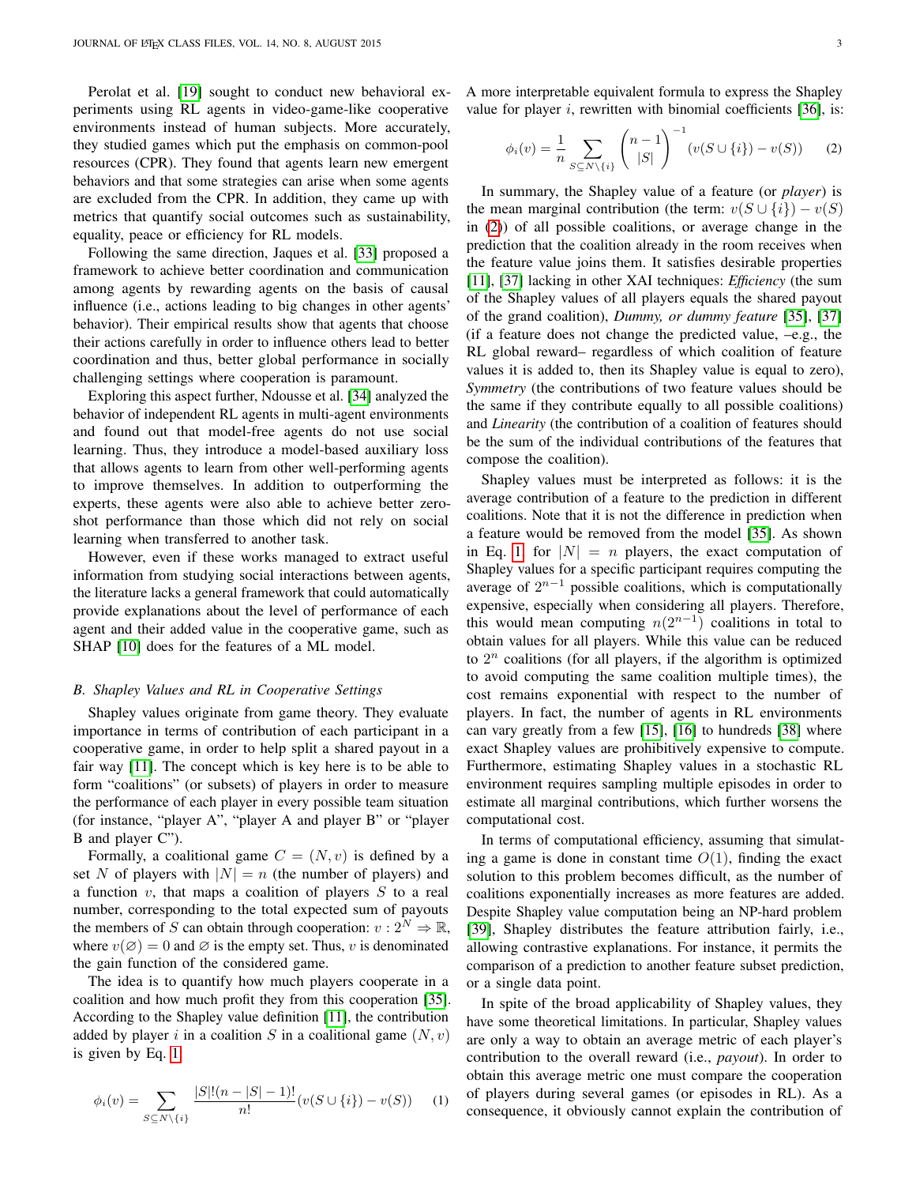Perolat et al. [19] sought to conduct new behavioral experiments using RL agents in video-game-like cooperative environments instead of human subjects. More accurately, they studied games which put the emphasis on common-pool resources (CPR). They found that agents learn new emergent behaviors and that some strategies can arise when some agents are excluded from the CPR. In addition, they came up with metrics that quantify social outcomes such as sustainability, equality, peace or efficiency for RL models.

Following the same direction, Jaques et al. [33] proposed a framework to achieve better coordination and communication among agents by rewarding agents on the basis of causal influence (i.e., actions leading to big changes in other agents' behavior). Their empirical results show that agents that choose their actions carefully in order to influence others lead to better coordination and thus, better global performance in socially challenging settings where cooperation is paramount.

Exploring this aspect further, Ndousse et al. [34] analyzed the behavior of independent RL agents in multi-agent environments and found out that model-free agents do not use social learning. Thus, they introduce a model-based auxiliary loss that allows agents to learn from other well-performing agents to improve themselves. In addition to outperforming the experts, these agents were also able to achieve better zero-shot performance than those which did not rely on social learning when transferred to another task.

However, even if these works managed to extract useful information from studying social interactions between agents, the literature lacks a general framework that could automatically provide explanations about the level of performance of each agent and their added value in the cooperative game, such as SHAP [10] does for the features of a ML model.

### B. Shapley Values and RL in Cooperative Settings

Shapley values originate from game theory. They evaluate importance in terms of contribution of each participant in a cooperative game, in order to help split a shared payout in a fair way [11]. The concept which is key here is to be able to form "coalitions" (or subsets) of players in order to measure the performance of each player in every possible team situation (for instance, "player A", "player A and player B" or "player B and player C").

Formally, a coalitional game $C = (N, v)$ is defined by a set $N$ of players with $|N| = n$ (the number of players) and a function $v$, that maps a coalition of players $S$ to a real number, corresponding to the total expected sum of payouts the members of $S$ can obtain through cooperation: $v : 2^N \Rightarrow \mathbb{R}$, where $v(\varnothing) = 0$ and $\varnothing$ is the empty set. Thus, $v$ is denominated the gain function of the considered game.

The idea is to quantify how much players cooperate in a coalition and how much profit they from this cooperation [35]. According to the Shapley value definition [11], the contribution added by player $i$ in a coalition $S$ in a coalitional game $(N, v)$ is given by Eq. 1.

$$\phi_i(v) = \sum_{S \subseteq N \setminus \{i\}} \frac{|S|!(n - |S| - 1)!}{n!} (v(S \cup \{i\}) - v(S)) \quad (1)$$

A more interpretable equivalent formula to express the Shapley value for player $i$, rewritten with binomial coefficients [36], is:

$$\phi_i(v) = \frac{1}{n} \sum_{S \subseteq N \setminus \{i\}} \binom{n-1}{|S|}^{-1} (v(S \cup \{i\}) - v(S)) \quad (2)$$

In summary, the Shapley value of a feature (or *player*) is the mean marginal contribution (the term: $v(S \cup \{i\}) - v(S)$ in (2)) of all possible coalitions, or average change in the prediction that the coalition already in the room receives when the feature value joins them. It satisfies desirable properties [11], [37] lacking in other XAI techniques: *Efficiency* (the sum of the Shapley values of all players equals the shared payout of the grand coalition), *Dummy, or dummy feature* [35], [37] (if a feature does not change the predicted value, –e.g., the RL global reward– regardless of which coalition of feature values it is added to, then its Shapley value is equal to zero), *Symmetry* (the contributions of two feature values should be the same if they contribute equally to all possible coalitions) and *Linearity* (the contribution of a coalition of features should be the sum of the individual contributions of the features that compose the coalition).

Shapley values must be interpreted as follows: it is the average contribution of a feature to the prediction in different coalitions. Note that it is not the difference in prediction when a feature would be removed from the model [35]. As shown in Eq. 1 for $|N| = n$ players, the exact computation of Shapley values for a specific participant requires computing the average of $2^{n-1}$ possible coalitions, which is computationally expensive, especially when considering all players. Therefore, this would mean computing $n(2^{n-1})$ coalitions in total to obtain values for all players. While this value can be reduced to $2^n$ coalitions (for all players, if the algorithm is optimized to avoid computing the same coalition multiple times), the cost remains exponential with respect to the number of players. In fact, the number of agents in RL environments can vary greatly from a few [15], [16] to hundreds [38] where exact Shapley values are prohibitively expensive to compute. Furthermore, estimating Shapley values in a stochastic RL environment requires sampling multiple episodes in order to estimate all marginal contributions, which further worsens the computational cost.

In terms of computational efficiency, assuming that simulating a game is done in constant time $O(1)$, finding the exact solution to this problem becomes difficult, as the number of coalitions exponentially increases as more features are added. Despite Shapley value computation being an NP-hard problem [39], Shapley distributes the feature attribution fairly, i.e., allowing contrastive explanations. For instance, it permits the comparison of a prediction to another feature subset prediction, or a single data point.

In spite of the broad applicability of Shapley values, they have some theoretical limitations. In particular, Shapley values are only a way to obtain an average metric of each player's contribution to the overall reward (i.e., *payout*). In order to obtain this average metric one must compare the cooperation of players during several games (or episodes in RL). As a consequence, it obviously cannot explain the contribution of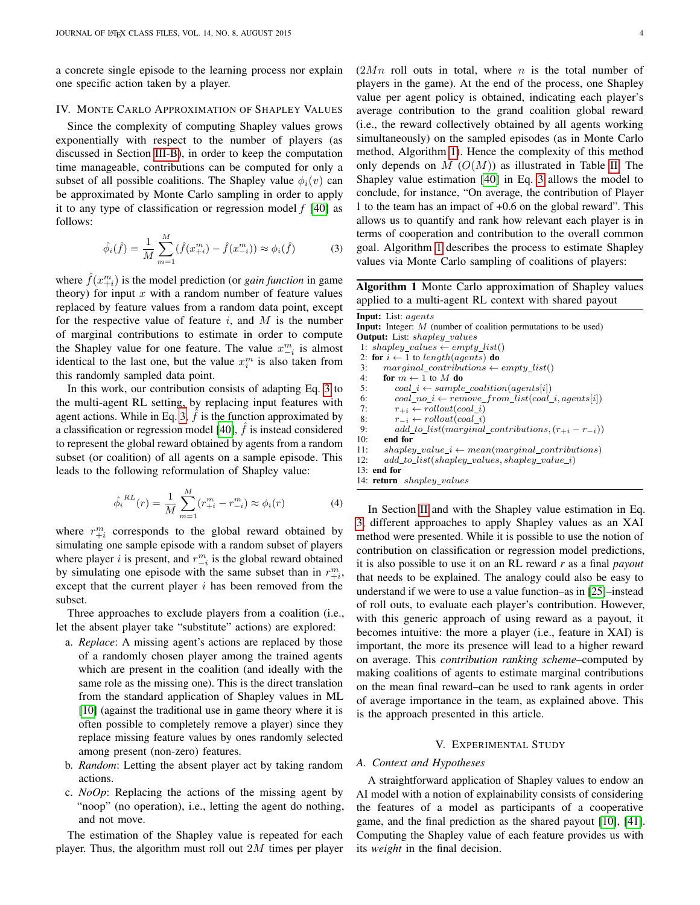a concrete single episode to the learning process nor explain one specific action taken by a player.

## IV. Monte Carlo Approximation of Shapley Values

Since the complexity of computing Shapley values grows exponentially with respect to the number of players (as discussed in Section III-B), in order to keep the computation time manageable, contributions can be computed for only a subset of all possible coalitions. The Shapley value $\phi_i(v)$ can be approximated by Monte Carlo sampling in order to apply it to any type of classification or regression model $f$ [40] as follows:

$$\hat{\phi_i}(\hat{f}) = \frac{1}{M}\sum_{m=1}^{M}(\hat{f}(x_{+i}^m) - \hat{f}(x_{-i}^m)) \approx \phi_i(\hat{f}) \tag{3}$$

where $\hat{f}(x_{+i}^m)$ is the model prediction (or *gain function* in game theory) for input $x$ with a random number of feature values replaced by feature values from a random data point, except for the respective value of feature $i$, and $M$ is the number of marginal contributions to estimate in order to compute the Shapley value for one feature. The value $x_{-i}^m$ is almost identical to the last one, but the value $x_i^m$ is also taken from this randomly sampled data point.

In this work, our contribution consists of adapting Eq. 3 to the multi-agent RL setting, by replacing input features with agent actions. While in Eq. 3, $\hat{f}$ is the function approximated by a classification or regression model [40], $\hat{f}$ is instead considered to represent the global reward obtained by agents from a random subset (or coalition) of all agents on a sample episode. This leads to the following reformulation of Shapley value:

$$\hat{\phi_i}^{RL}(r) = \frac{1}{M}\sum_{m=1}^{M}(r_{+i}^m - r_{-i}^m) \approx \phi_i(r) \tag{4}$$

where $r_{+i}^m$ corresponds to the global reward obtained by simulating one sample episode with a random subset of players where player $i$ is present, and $r_{-i}^m$ is the global reward obtained by simulating one episode with the same subset than in $r_{+i}^m$, except that the current player $i$ has been removed from the subset.

Three approaches to exclude players from a coalition (i.e., let the absent player take "substitute" actions) are explored:

a. *Replace*: A missing agent's actions are replaced by those of a randomly chosen player among the trained agents which are present in the coalition (and ideally with the same role as the missing one). This is the direct translation from the standard application of Shapley values in ML [10] (against the traditional use in game theory where it is often possible to completely remove a player) since they replace missing feature values by ones randomly selected among present (non-zero) features.

b. *Random*: Letting the absent player act by taking random actions.

c. *NoOp*: Replacing the actions of the missing agent by "noop" (no operation), i.e., letting the agent do nothing, and not move.

The estimation of the Shapley value is repeated for each player. Thus, the algorithm must roll out $2M$ times per player ($2Mn$ roll outs in total, where $n$ is the total number of players in the game). At the end of the process, one Shapley value per agent policy is obtained, indicating each player's average contribution to the grand coalition global reward (i.e., the reward collectively obtained by all agents working simultaneously) on the sampled episodes (as in Monte Carlo method, Algorithm 1). Hence the complexity of this method only depends on $M$ ($O(M)$) as illustrated in Table II. The Shapley value estimation [40] in Eq. 3 allows the model to conclude, for instance, "On average, the contribution of Player 1 to the team has an impact of +0.6 on the global reward". This allows us to quantify and rank how relevant each player is in terms of cooperation and contribution to the overall common goal. Algorithm 1 describes the process to estimate Shapley values via Monte Carlo sampling of coalitions of players:

**Algorithm 1** Monte Carlo approximation of Shapley values applied to a multi-agent RL context with shared payout

```
Input: List: agents
Input: Integer: M (number of coalition permutations to be used)
Output: List: shapley_values
 1: shapley_values ← empty_list()
 2: for i ← 1 to length(agents) do
 3:     marginal_contributions ← empty_list()
 4:     for m ← 1 to M do
 5:         coal_i ← sample_coalition(agents[i])
 6:         coal_no_i ← remove_from_list(coal_i, agents[i])
 7:         r_{+i} ← rollout(coal_i)
 8:         r_{-i} ← rollout(coal_i)
 9:         add_to_list(marginal_contributions, (r_{+i} − r_{-i}))
10:     end for
11:     shapley_value_i ← mean(marginal_contributions)
12:     add_to_list(shapley_values, shapley_value_i)
13: end for
14: return shapley_values
```

In Section II and with the Shapley value estimation in Eq. 3, different approaches to apply Shapley values as an XAI method were presented. While it is possible to use the notion of contribution on classification or regression model predictions, it is also possible to use it on an RL reward $r$ as a final *payout* that needs to be explained. The analogy could also be easy to understand if we were to use a value function–as in [25]–instead of roll outs, to evaluate each player's contribution. However, with this generic approach of using reward as a payout, it becomes intuitive: the more a player (i.e., feature in XAI) is important, the more its presence will lead to a higher reward on average. This *contribution ranking scheme*–computed by making coalitions of agents to estimate marginal contributions on the mean final reward–can be used to rank agents in order of average importance in the team, as explained above. This is the approach presented in this article.

## V. Experimental Study

### A. Context and Hypotheses

A straightforward application of Shapley values to endow an AI model with a notion of explainability consists of considering the features of a model as participants of a cooperative game, and the final prediction as the shared payout [10], [41]. Computing the Shapley value of each feature provides us with its *weight* in the final decision.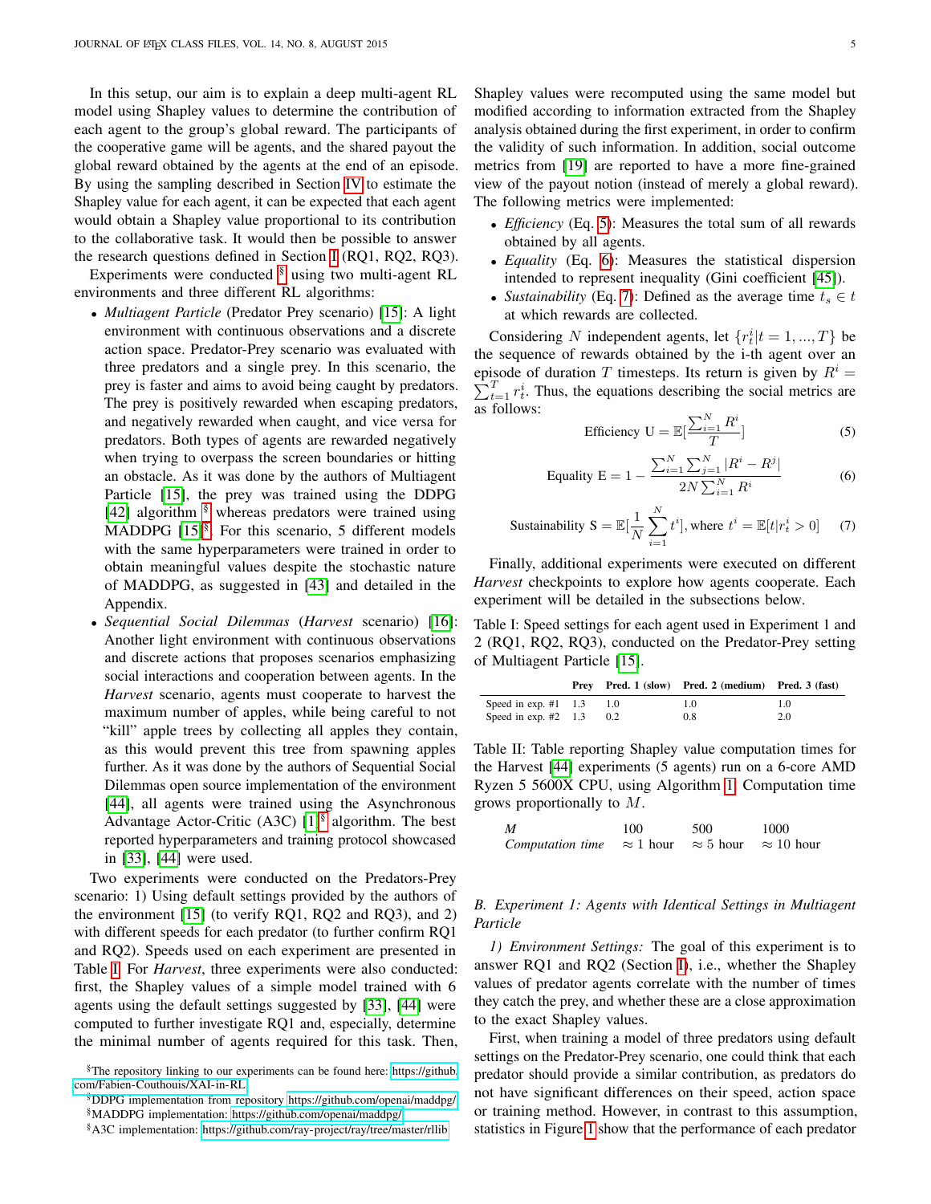In this setup, our aim is to explain a deep multi-agent RL model using Shapley values to determine the contribution of each agent to the group's global reward. The participants of the cooperative game will be agents, and the shared payout the global reward obtained by the agents at the end of an episode. By using the sampling described in Section IV to estimate the Shapley value for each agent, it can be expected that each agent would obtain a Shapley value proportional to its contribution to the collaborative task. It would then be possible to answer the research questions defined in Section I (RQ1, RQ2, RQ3).

Experiments were conducted [§] using two multi-agent RL environments and three different RL algorithms:

- *Multiagent Particle* (Predator Prey scenario) [15]: A light environment with continuous observations and a discrete action space. Predator-Prey scenario was evaluated with three predators and a single prey. In this scenario, the prey is faster and aims to avoid being caught by predators. The prey is positively rewarded when escaping predators, and negatively rewarded when caught, and vice versa for predators. Both types of agents are rewarded negatively when trying to overpass the screen boundaries or hitting an obstacle. As it was done by the authors of Multiagent Particle [15], the prey was trained using the DDPG [42] algorithm [§] whereas predators were trained using MADDPG [15][§]. For this scenario, 5 different models with the same hyperparameters were trained in order to obtain meaningful values despite the stochastic nature of MADDPG, as suggested in [43] and detailed in the Appendix.
- *Sequential Social Dilemmas* (*Harvest* scenario) [16]: Another light environment with continuous observations and discrete actions that proposes scenarios emphasizing social interactions and cooperation between agents. In the *Harvest* scenario, agents must cooperate to harvest the maximum number of apples, while being careful to not "kill" apple trees by collecting all apples they contain, as this would prevent this tree from spawning apples further. As it was done by the authors of Sequential Social Dilemmas open source implementation of the environment [44], all agents were trained using the Asynchronous Advantage Actor-Critic (A3C) [1][§] algorithm. The best reported hyperparameters and training protocol showcased in [33], [44] were used.

Two experiments were conducted on the Predators-Prey scenario: 1) Using default settings provided by the authors of the environment [15] (to verify RQ1, RQ2 and RQ3), and 2) with different speeds for each predator (to further confirm RQ1 and RQ2). Speeds used on each experiment are presented in Table I. For *Harvest*, three experiments were also conducted: first, the Shapley values of a simple model trained with 6 agents using the default settings suggested by [33], [44] were computed to further investigate RQ1 and, especially, determine the minimal number of agents required for this task. Then, Shapley values were recomputed using the same model but modified according to information extracted from the Shapley analysis obtained during the first experiment, in order to confirm the validity of such information. In addition, social outcome metrics from [19] are reported to have a more fine-grained view of the payout notion (instead of merely a global reward). The following metrics were implemented:

- *Efficiency* (Eq. 5): Measures the total sum of all rewards obtained by all agents.
- *Equality* (Eq. 6): Measures the statistical dispersion intended to represent inequality (Gini coefficient [45]).
- *Sustainability* (Eq. 7): Defined as the average time $t_s \in t$ at which rewards are collected.

Considering $N$ independent agents, let $\{r_t^i | t = 1, ..., T\}$ be the sequence of rewards obtained by the i-th agent over an episode of duration $T$ timesteps. Its return is given by $R^i = \sum_{t=1}^{T} r_t^i$. Thus, the equations describing the social metrics are as follows:

$$\text{Efficiency U} = \mathbb{E}[\frac{\sum_{i=1}^{N} R^i}{T}] \tag{5}$$

$$\text{Equality E} = 1 - \frac{\sum_{i=1}^{N}\sum_{j=1}^{N} |R^i - R^j|}{2N\sum_{i=1}^{N} R^i} \tag{6}$$

$$\text{Sustainability S} = \mathbb{E}[\frac{1}{N}\sum_{i=1}^{N} t^i], \text{where } t^i = \mathbb{E}[t | r_t^i > 0] \tag{7}$$

Finally, additional experiments were executed on different *Harvest* checkpoints to explore how agents cooperate. Each experiment will be detailed in the subsections below.

Table I: Speed settings for each agent used in Experiment 1 and 2 (RQ1, RQ2, RQ3), conducted on the Predator-Prey setting of Multiagent Particle [15].

| | Prey | Pred. 1 (slow) | Pred. 2 (medium) | Pred. 3 (fast) |
|---|---|---|---|---|
| Speed in exp. #1 | 1.3 | 1.0 | 1.0 | 1.0 |
| Speed in exp. #2 | 1.3 | 0.2 | 0.8 | 2.0 |

Table II: Table reporting Shapley value computation times for the Harvest [44] experiments (5 agents) run on a 6-core AMD Ryzen 5 5600X CPU, using Algorithm 1. Computation time grows proportionally to $M$.

| *M* | 100 | 500 | 1000 |
|---|---|---|---|
| *Computation time* | $\approx$ 1 hour | $\approx$ 5 hour | $\approx$ 10 hour |

### B. Experiment 1: Agents with Identical Settings in Multiagent Particle

*1) Environment Settings:* The goal of this experiment is to answer RQ1 and RQ2 (Section I), i.e., whether the Shapley values of predator agents correlate with the number of times they catch the prey, and whether these are a close approximation to the exact Shapley values.

First, when training a model of three predators using default settings on the Predator-Prey scenario, one could think that each predator should provide a similar contribution, as predators do not have significant differences on their speed, action space or training method. However, in contrast to this assumption, statistics in Figure 1 show that the performance of each predator

[§]The repository linking to our experiments can be found here: https://github.com/Fabien-Couthouis/XAI-in-RL

[§]DDPG implementation from repository https://github.com/openai/maddpg/

[§]MADDPG implementation: https://github.com/openai/maddpg/

[§]A3C implementation: https://github.com/ray-project/ray/tree/master/rllib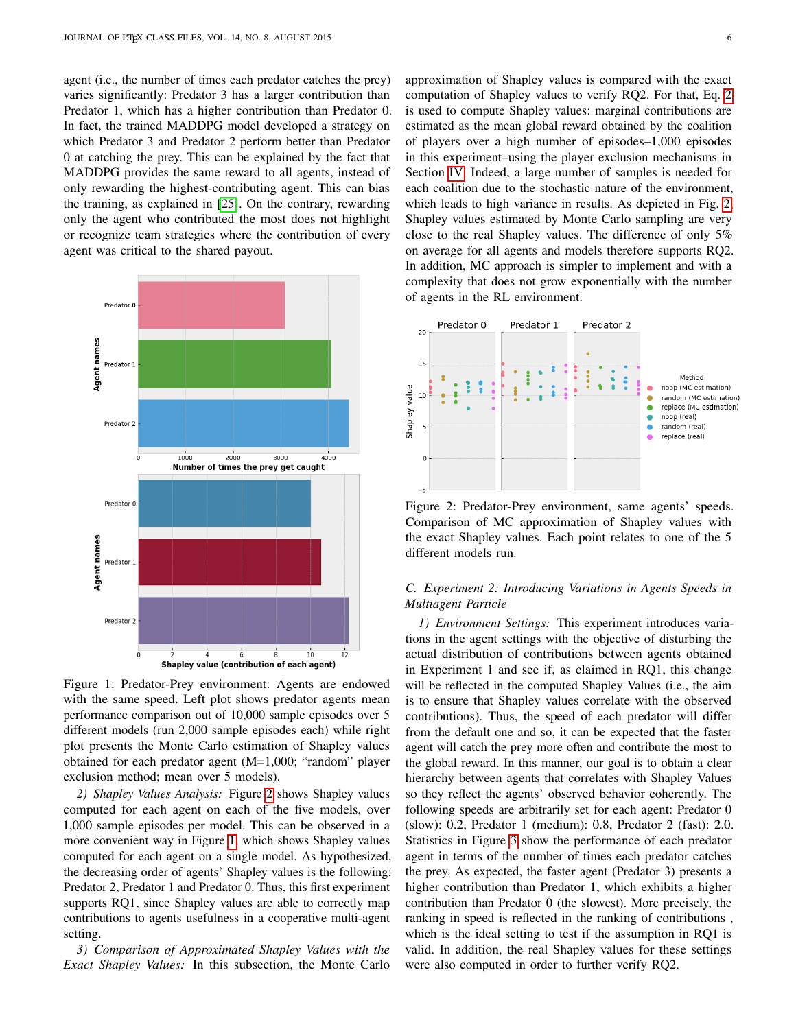agent (i.e., the number of times each predator catches the prey) varies significantly: Predator 3 has a larger contribution than Predator 1, which has a higher contribution than Predator 0. In fact, the trained MADDPG model developed a strategy on which Predator 3 and Predator 2 perform better than Predator 0 at catching the prey. This can be explained by the fact that MADDPG provides the same reward to all agents, instead of only rewarding the highest-contributing agent. This can bias the training, as explained in [25]. On the contrary, rewarding only the agent who contributed the most does not highlight or recognize team strategies where the contribution of every agent was critical to the shared payout.

Figure 1: Predator-Prey environment: Agents are endowed with the same speed. Left plot shows predator agents mean performance comparison out of 10,000 sample episodes over 5 different models (run 2,000 sample episodes each) while right plot presents the Monte Carlo estimation of Shapley values obtained for each predator agent (M=1,000; "random" player exclusion method; mean over 5 models).

*2) Shapley Values Analysis:* Figure 2 shows Shapley values computed for each agent on each of the five models, over 1,000 sample episodes per model. This can be observed in a more convenient way in Figure 1, which shows Shapley values computed for each agent on a single model. As hypothesized, the decreasing order of agents' Shapley values is the following: Predator 2, Predator 1 and Predator 0. Thus, this first experiment supports RQ1, since Shapley values are able to correctly map contributions to agents usefulness in a cooperative multi-agent setting.

*3) Comparison of Approximated Shapley Values with the Exact Shapley Values:* In this subsection, the Monte Carlo approximation of Shapley values is compared with the exact computation of Shapley values to verify RQ2. For that, Eq. 2 is used to compute Shapley values: marginal contributions are estimated as the mean global reward obtained by the coalition of players over a high number of episodes–1,000 episodes in this experiment–using the player exclusion mechanisms in Section IV. Indeed, a large number of samples is needed for each coalition due to the stochastic nature of the environment, which leads to high variance in results. As depicted in Fig. 2, Shapley values estimated by Monte Carlo sampling are very close to the real Shapley values. The difference of only 5% on average for all agents and models therefore supports RQ2. In addition, MC approach is simpler to implement and with a complexity that does not grow exponentially with the number of agents in the RL environment.

Figure 2: Predator-Prey environment, same agents' speeds. Comparison of MC approximation of Shapley values with the exact Shapley values. Each point relates to one of the 5 different models run.

### *C. Experiment 2: Introducing Variations in Agents Speeds in Multiagent Particle*

*1) Environment Settings:* This experiment introduces variations in the agent settings with the objective of disturbing the actual distribution of contributions between agents obtained in Experiment 1 and see if, as claimed in RQ1, this change will be reflected in the computed Shapley Values (i.e., the aim is to ensure that Shapley values correlate with the observed contributions). Thus, the speed of each predator will differ from the default one and so, it can be expected that the faster agent will catch the prey more often and contribute the most to the global reward. In this manner, our goal is to obtain a clear hierarchy between agents that correlates with Shapley Values so they reflect the agents' observed behavior coherently. The following speeds are arbitrarily set for each agent: Predator 0 (slow): 0.2, Predator 1 (medium): 0.8, Predator 2 (fast): 2.0. Statistics in Figure 3 show the performance of each predator agent in terms of the number of times each predator catches the prey. As expected, the faster agent (Predator 3) presents a higher contribution than Predator 1, which exhibits a higher contribution than Predator 0 (the slowest). More precisely, the ranking in speed is reflected in the ranking of contributions , which is the ideal setting to test if the assumption in RQ1 is valid. In addition, the real Shapley values for these settings were also computed in order to further verify RQ2.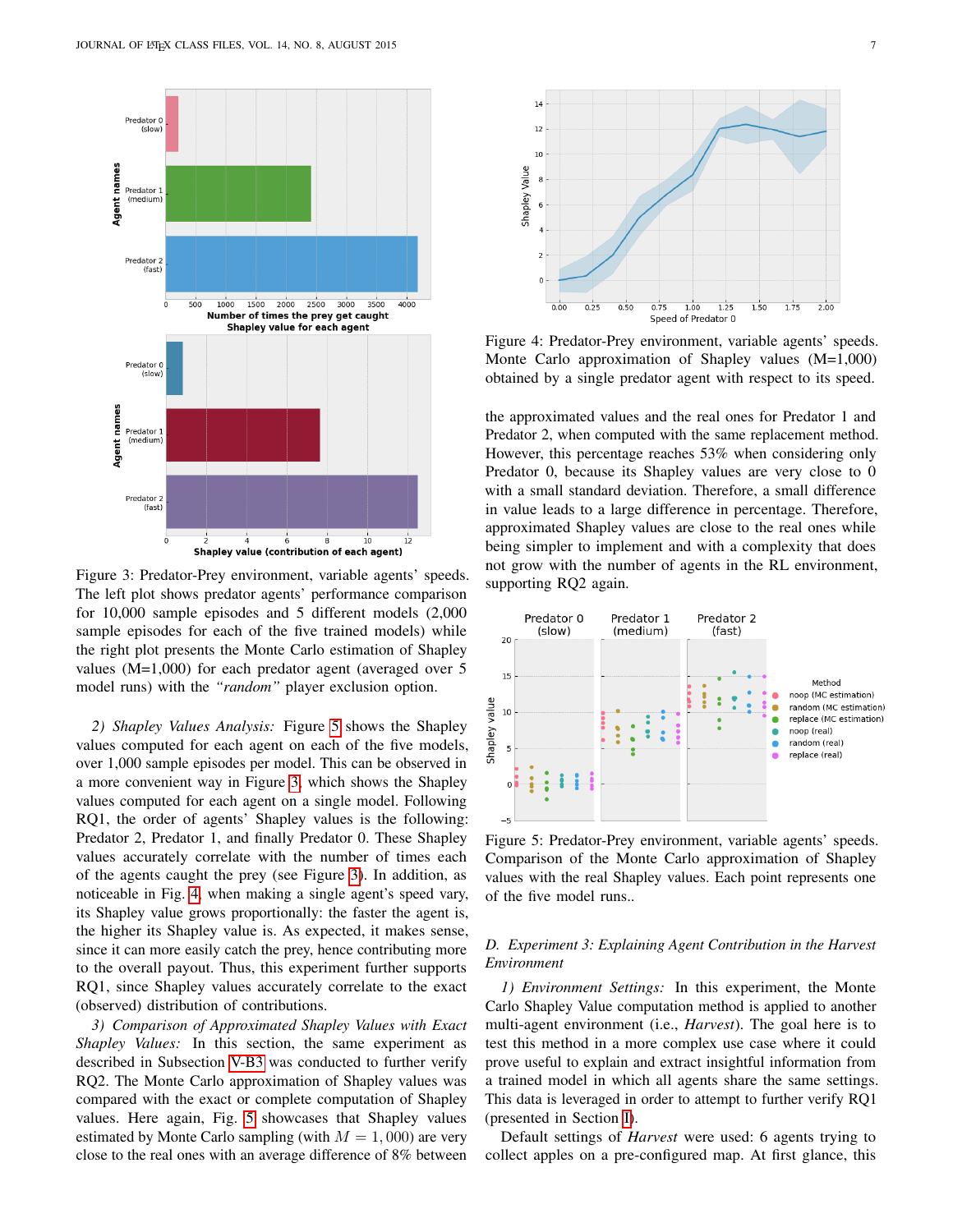Figure 3: Predator-Prey environment, variable agents' speeds. The left plot shows predator agents' performance comparison for 10,000 sample episodes and 5 different models (2,000 sample episodes for each of the five trained models) while the right plot presents the Monte Carlo estimation of Shapley values (M=1,000) for each predator agent (averaged over 5 model runs) with the *"random"* player exclusion option.

*2) Shapley Values Analysis:* Figure 5 shows the Shapley values computed for each agent on each of the five models, over 1,000 sample episodes per model. This can be observed in a more convenient way in Figure 3, which shows the Shapley values computed for each agent on a single model. Following RQ1, the order of agents' Shapley values is the following: Predator 2, Predator 1, and finally Predator 0. These Shapley values accurately correlate with the number of times each of the agents caught the prey (see Figure 3). In addition, as noticeable in Fig. 4, when making a single agent's speed vary, its Shapley value grows proportionally: the faster the agent is, the higher its Shapley value is. As expected, it makes sense, since it can more easily catch the prey, hence contributing more to the overall payout. Thus, this experiment further supports RQ1, since Shapley values accurately correlate to the exact (observed) distribution of contributions.

*3) Comparison of Approximated Shapley Values with Exact Shapley Values:* In this section, the same experiment as described in Subsection V-B3 was conducted to further verify RQ2. The Monte Carlo approximation of Shapley values was compared with the exact or complete computation of Shapley values. Here again, Fig. 5 showcases that Shapley values estimated by Monte Carlo sampling (with $M = 1,000$) are very close to the real ones with an average difference of 8% between the approximated values and the real ones for Predator 1 and Predator 2, when computed with the same replacement method. However, this percentage reaches 53% when considering only Predator 0, because its Shapley values are very close to 0 with a small standard deviation. Therefore, a small difference in value leads to a large difference in percentage. Therefore, approximated Shapley values are close to the real ones while being simpler to implement and with a complexity that does not grow with the number of agents in the RL environment, supporting RQ2 again.

Figure 4: Predator-Prey environment, variable agents' speeds. Monte Carlo approximation of Shapley values (M=1,000) obtained by a single predator agent with respect to its speed.

Figure 5: Predator-Prey environment, variable agents' speeds. Comparison of the Monte Carlo approximation of Shapley values with the real Shapley values. Each point represents one of the five model runs..

### D. Experiment 3: Explaining Agent Contribution in the Harvest Environment

*1) Environment Settings:* In this experiment, the Monte Carlo Shapley Value computation method is applied to another multi-agent environment (i.e., *Harvest*). The goal here is to test this method in a more complex use case where it could prove useful to explain and extract insightful information from a trained model in which all agents share the same settings. This data is leveraged in order to attempt to further verify RQ1 (presented in Section I).

Default settings of *Harvest* were used: 6 agents trying to collect apples on a pre-configured map. At first glance, this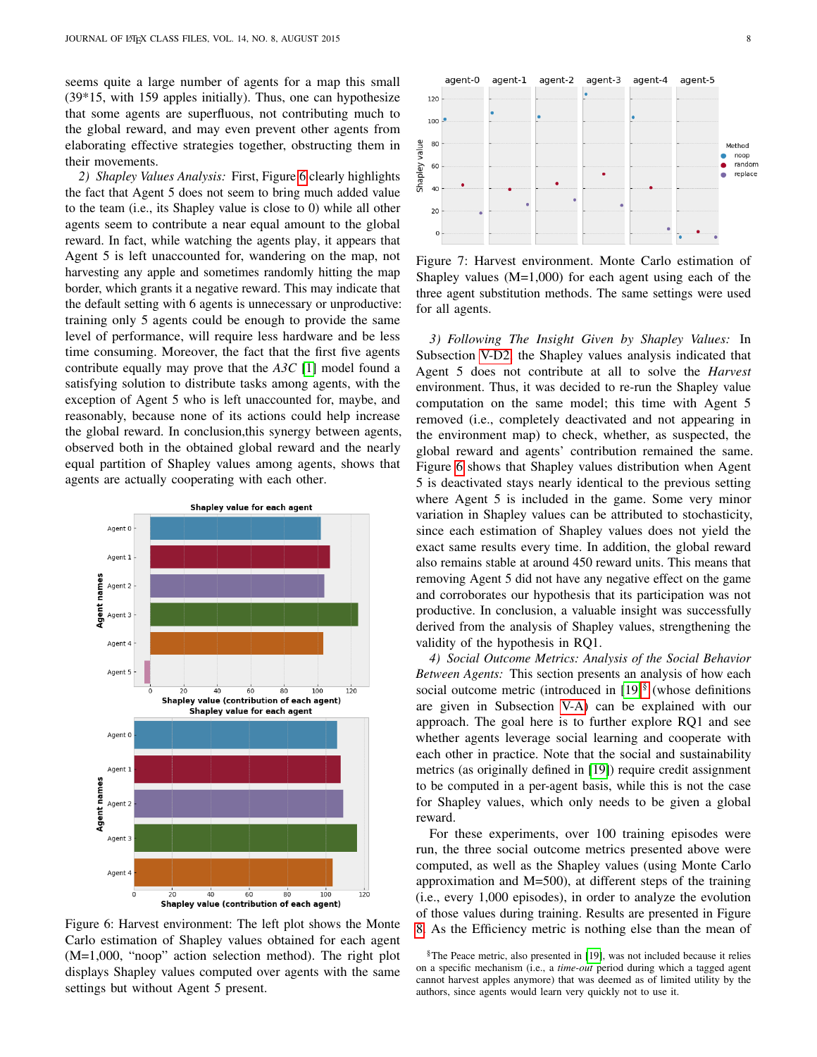seems quite a large number of agents for a map this small (39*15, with 159 apples initially). Thus, one can hypothesize that some agents are superfluous, not contributing much to the global reward, and may even prevent other agents from elaborating effective strategies together, obstructing them in their movements.

*2) Shapley Values Analysis:* First, Figure 6 clearly highlights the fact that Agent 5 does not seem to bring much added value to the team (i.e., its Shapley value is close to 0) while all other agents seem to contribute a near equal amount to the global reward. In fact, while watching the agents play, it appears that Agent 5 is left unaccounted for, wandering on the map, not harvesting any apple and sometimes randomly hitting the map border, which grants it a negative reward. This may indicate that the default setting with 6 agents is unnecessary or unproductive: training only 5 agents could be enough to provide the same level of performance, will require less hardware and be less time consuming. Moreover, the fact that the first five agents contribute equally may prove that the *A3C* [1] model found a satisfying solution to distribute tasks among agents, with the exception of Agent 5 who is left unaccounted for, maybe, and reasonably, because none of its actions could help increase the global reward. In conclusion,this synergy between agents, observed both in the obtained global reward and the nearly equal partition of Shapley values among agents, shows that agents are actually cooperating with each other.

Figure 6: Harvest environment: The left plot shows the Monte Carlo estimation of Shapley values obtained for each agent (M=1,000, "noop" action selection method). The right plot displays Shapley values computed over agents with the same settings but without Agent 5 present.

Figure 7: Harvest environment. Monte Carlo estimation of Shapley values (M=1,000) for each agent using each of the three agent substitution methods. The same settings were used for all agents.

*3) Following The Insight Given by Shapley Values:* In Subsection V-D2, the Shapley values analysis indicated that Agent 5 does not contribute at all to solve the *Harvest* environment. Thus, it was decided to re-run the Shapley value computation on the same model; this time with Agent 5 removed (i.e., completely deactivated and not appearing in the environment map) to check, whether, as suspected, the global reward and agents' contribution remained the same. Figure 6 shows that Shapley values distribution when Agent 5 is deactivated stays nearly identical to the previous setting where Agent 5 is included in the game. Some very minor variation in Shapley values can be attributed to stochasticity, since each estimation of Shapley values does not yield the exact same results every time. In addition, the global reward also remains stable at around 450 reward units. This means that removing Agent 5 did not have any negative effect on the game and corroborates our hypothesis that its participation was not productive. In conclusion, a valuable insight was successfully derived from the analysis of Shapley values, strengthening the validity of the hypothesis in RQ1.

*4) Social Outcome Metrics: Analysis of the Social Behavior Between Agents:* This section presents an analysis of how each social outcome metric (introduced in [19][§] (whose definitions are given in Subsection V-A) can be explained with our approach. The goal here is to further explore RQ1 and see whether agents leverage social learning and cooperate with each other in practice. Note that the social and sustainability metrics (as originally defined in [19]) require credit assignment to be computed in a per-agent basis, while this is not the case for Shapley values, which only needs to be given a global reward.

For these experiments, over 100 training episodes were run, the three social outcome metrics presented above were computed, as well as the Shapley values (using Monte Carlo approximation and M=500), at different steps of the training (i.e., every 1,000 episodes), in order to analyze the evolution of those values during training. Results are presented in Figure 8. As the Efficiency metric is nothing else than the mean of

[§]The Peace metric, also presented in [19], was not included because it relies on a specific mechanism (i.e., a *time-out* period during which a tagged agent cannot harvest apples anymore) that was deemed as of limited utility by the authors, since agents would learn very quickly not to use it.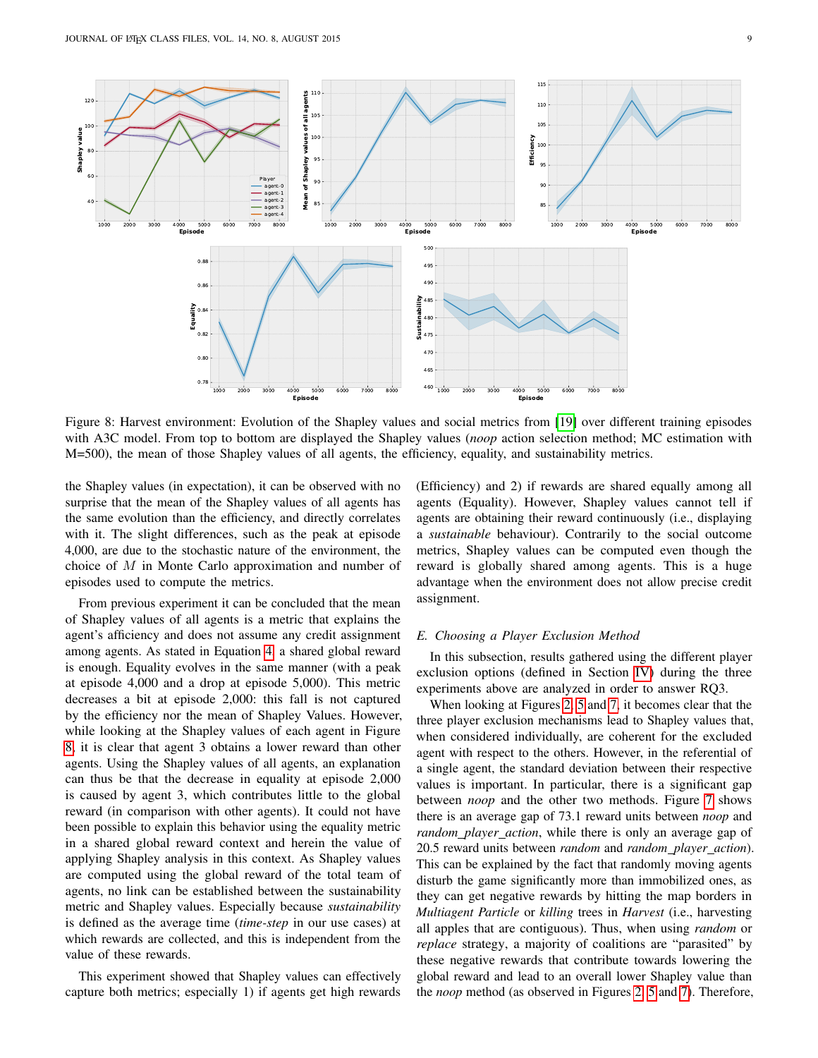Figure 8: Harvest environment: Evolution of the Shapley values and social metrics from [19] over different training episodes with A3C model. From top to bottom are displayed the Shapley values (*noop* action selection method; MC estimation with M=500), the mean of those Shapley values of all agents, the efficiency, equality, and sustainability metrics.

the Shapley values (in expectation), it can be observed with no surprise that the mean of the Shapley values of all agents has the same evolution than the efficiency, and directly correlates with it. The slight differences, such as the peak at episode 4,000, are due to the stochastic nature of the environment, the choice of $M$ in Monte Carlo approximation and number of episodes used to compute the metrics.

From previous experiment it can be concluded that the mean of Shapley values of all agents is a metric that explains the agent's afficiency and does not assume any credit assignment among agents. As stated in Equation 4, a shared global reward is enough. Equality evolves in the same manner (with a peak at episode 4,000 and a drop at episode 5,000). This metric decreases a bit at episode 2,000: this fall is not captured by the efficiency nor the mean of Shapley Values. However, while looking at the Shapley values of each agent in Figure 8, it is clear that agent 3 obtains a lower reward than other agents. Using the Shapley values of all agents, an explanation can thus be that the decrease in equality at episode 2,000 is caused by agent 3, which contributes little to the global reward (in comparison with other agents). It could not have been possible to explain this behavior using the equality metric in a shared global reward context and herein the value of applying Shapley analysis in this context. As Shapley values are computed using the global reward of the total team of agents, no link can be established between the sustainability metric and Shapley values. Especially because *sustainability* is defined as the average time (*time-step* in our use cases) at which rewards are collected, and this is independent from the value of these rewards.

This experiment showed that Shapley values can effectively capture both metrics; especially 1) if agents get high rewards (Efficiency) and 2) if rewards are shared equally among all agents (Equality). However, Shapley values cannot tell if agents are obtaining their reward continuously (i.e., displaying a *sustainable* behaviour). Contrarily to the social outcome metrics, Shapley values can be computed even though the reward is globally shared among agents. This is a huge advantage when the environment does not allow precise credit assignment.

### E. Choosing a Player Exclusion Method

In this subsection, results using the different player exclusion options (defined in Section IV) during the three experiments above are analyzed in order to answer RQ3.

When looking at Figures 2, 5 and 7, it becomes clear that the three player exclusion mechanisms lead to Shapley values that, when considered individually, are coherent for the excluded agent with respect to the others. However, in the referential of a single agent, the standard deviation between their respective values is important. In particular, there is a significant gap between *noop* and the other two methods. Figure 7 shows there is an average gap of 73.1 reward units between *noop* and *random_player_action*, while there is only an average gap of 20.5 reward units between *random* and *random_player_action*). This can be explained by the fact that randomly moving agents disturb the game significantly more than immobilized ones, as they can get negative rewards by hitting the map borders in *Multiagent Particle* or *killing* trees in *Harvest* (i.e., harvesting all apples that are contiguous). Thus, when using *random* or *replace* strategy, a majority of coalitions are "parasited" by these negative rewards that contribute towards lowering the global reward and lead to an overall lower Shapley value than the *noop* method (as observed in Figures 2, 5 and 7). Therefore,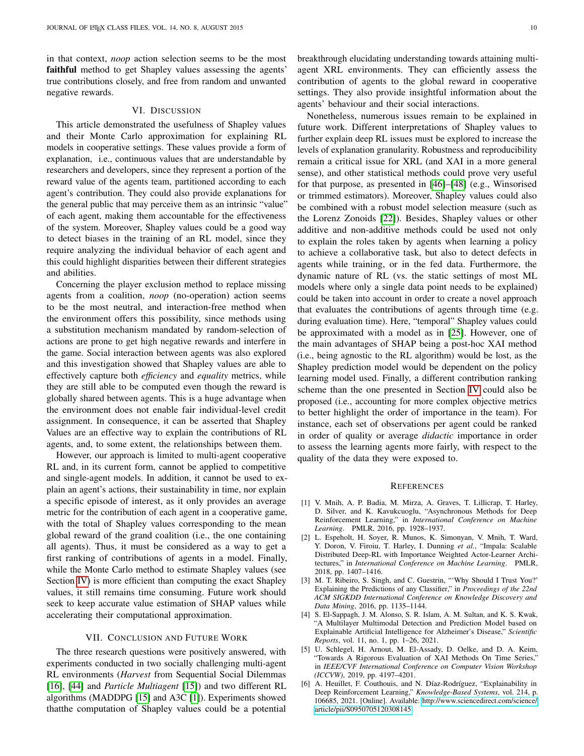in that context, *noop* action selection seems to be the most **faithful** method to get Shapley values assessing the agents' true contributions closely, and free from random and unwanted negative rewards.

## VI. Discussion

This article demonstrated the usefulness of Shapley values and their Monte Carlo approximation for explaining RL models in cooperative settings. These values provide a form of explanation, i.e., continuous values that are understandable by researchers and developers, since they represent a portion of the reward value of the agents team, partitioned according to each agent's contribution. They could also provide explanations for the general public that may perceive them as an intrinsic "value" of each agent, making them accountable for the effectiveness of the system. Moreover, Shapley values could be a good way to detect biases in the training of an RL model, since they require analyzing the individual behavior of each agent and this could highlight disparities between their different strategies and abilities.

Concerning the player exclusion method to replace missing agents from a coalition, *noop* (no-operation) action seems to be the most neutral, and interaction-free method when the environment offers this possibility, since methods using a substitution mechanism mandated by random-selection of actions are prone to get high negative rewards and interfere in the game. Social interaction between agents was also explored and this investigation showed that Shapley values are able to effectively capture both *efficiency* and *equality* metrics, while they are still able to be computed even though the reward is globally shared between agents. This is a huge advantage when the environment does not enable fair individual-level credit assignment. In consequence, it can be asserted that Shapley Values are an effective way to explain the contributions of RL agents, and, to some extent, the relationships between them.

However, our approach is limited to multi-agent cooperative RL and, in its current form, cannot be applied to competitive and single-agent models. In addition, it cannot be used to explain an agent's actions, their sustainability in time, nor explain a specific episode of interest, as it only provides an average metric for the contribution of each agent in a cooperative game, with the total of Shapley values corresponding to the mean global reward of the grand coalition (i.e., the one containing all agents). Thus, it must be considered as a way to get a first ranking of contributions of agents in a model. Finally, while the Monte Carlo method to estimate Shapley values (see Section IV) is more efficient than computing the exact Shapley values, it still remains time consuming. Future work should seek to keep accurate value estimation of SHAP values while accelerating their computational approximation.

## VII. Conclusion and Future Work

The three research questions were positively answered, with experiments conducted in two socially challenging multi-agent RL environments (*Harvest* from Sequential Social Dilemmas [16], [44] and *Particle Multiagent* [15]) and two different RL algorithms (MADDPG [15] and A3C [1]). Experiments showed thatthe computation of Shapley values could be a potential breakthrough elucidating understanding towards attaining multi-agent XRL environments. They can efficiently assess the contribution of agents to the global reward in cooperative settings. They also provide insightful information about the agents' behaviour and their social interactions.

Nonetheless, numerous issues remain to be explained in future work. Different interpretations of Shapley values to further explain deep RL issues must be explored to increase the levels of explanation granularity. Robustness and reproducibility remain a critical issue for XRL (and XAI in a more general sense), and other statistical methods could prove very useful for that purpose, as presented in [46]–[48] (e.g., Winsorised or trimmed estimators). Moreover, Shapley values could also be combined with a robust model selection measure (such as the Lorenz Zonoids [22]). Besides, Shapley values or other additive and non-additive methods could be used not only to explain the roles taken by agents when learning a policy to achieve a collaborative task, but also to detect defects in agents while training, or in the fed data. Furthermore, the dynamic nature of RL (vs. the static settings of most ML models where only a single data point needs to be explained) could be taken into account in order to create a novel approach that evaluates the contributions of agents through time (e.g. during evaluation time). Here, "temporal" Shapley values could be approximated with a model as in [25]. However, one of the main advantages of SHAP being a post-hoc XAI method (i.e., being agnostic to the RL algorithm) would be lost, as the Shapley prediction model would be dependent on the policy learning model used. Finally, a different contribution ranking scheme than the one presented in Section IV could also be proposed (i.e., accounting for more complex objective metrics to better highlight the order of importance in the team). For instance, each set of observations per agent could be ranked in order of quality or average *didactic* importance in order to assess the learning agents more fairly, with respect to the quality of the data they were exposed to.

## References

[1] V. Mnih, A. P. Badia, M. Mirza, A. Graves, T. Lillicrap, T. Harley, D. Silver, and K. Kavukcuoglu, "Asynchronous Methods for Deep Reinforcement Learning," in *International Conference on Machine Learning*. PMLR, 2016, pp. 1928–1937.

[2] L. Espeholt, H. Soyer, R. Munos, K. Simonyan, V. Mnih, T. Ward, Y. Doron, V. Firoiu, T. Harley, I. Dunning *et al.*, "Impala: Scalable Distributed Deep-RL with Importance Weighted Actor-Learner Architectures," in *International Conference on Machine Learning*. PMLR, 2018, pp. 1407–1416.

[3] M. T. Ribeiro, S. Singh, and C. Guestrin, "'Why Should I Trust You?' Explaining the Predictions of any Classifier," in *Proceedings of the 22nd ACM SIGKDD International Conference on Knowledge Discovery and Data Mining*, 2016, pp. 1135–1144.

[4] S. El-Sappagh, J. M. Alonso, S. R. Islam, A. M. Sultan, and K. S. Kwak, "A Multilayer Multimodal Detection and Prediction Model based on Explainable Artificial Intelligence for Alzheimer's Disease," *Scientific Reports*, vol. 11, no. 1, pp. 1–26, 2021.

[5] U. Schlegel, H. Arnout, M. El-Assady, D. Oelke, and D. A. Keim, "Towards A Rigorous Evaluation of XAI Methods On Time Series," in *IEEE/CVF International Conference on Computer Vision Workshop (ICCVW)*, 2019, pp. 4197–4201.

[6] A. Heuillet, F. Couthouis, and N. Díaz-Rodríguez, "Explainability in Deep Reinforcement Learning," *Knowledge-Based Systems*, vol. 214, p. 106685, 2021. [Online]. Available: http://www.sciencedirect.com/science/article/pii/S0950705120308145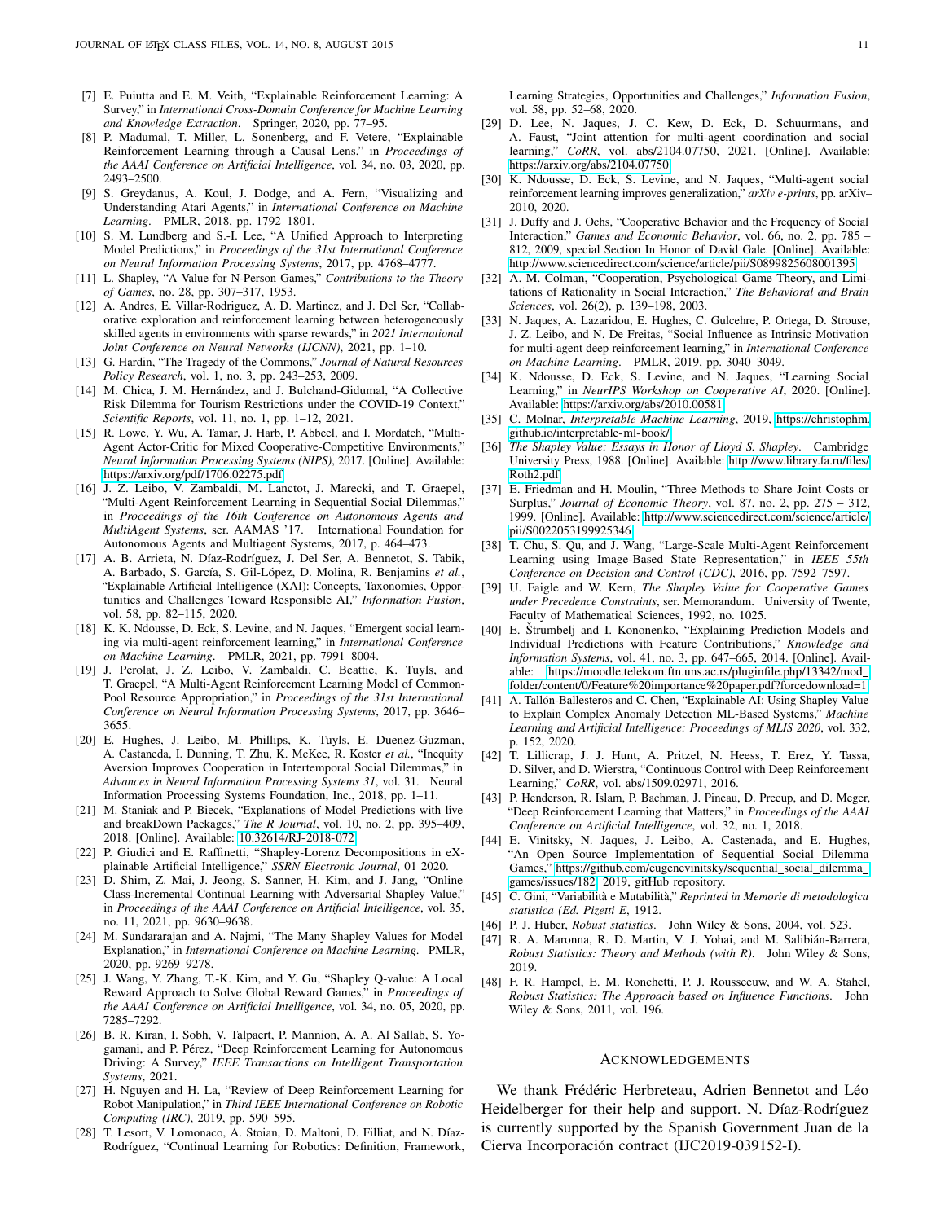[7] E. Puiutta and E. M. Veith, "Explainable Reinforcement Learning: A Survey," in *International Cross-Domain Conference for Machine Learning and Knowledge Extraction*. Springer, 2020, pp. 77–95.

[8] P. Madumal, T. Miller, L. Sonenberg, and F. Vetere, "Explainable Reinforcement Learning through a Causal Lens," in *Proceedings of the AAAI Conference on Artificial Intelligence*, vol. 34, no. 03, 2020, pp. 2493–2500.

[9] S. Greydanus, A. Koul, J. Dodge, and A. Fern, "Visualizing and Understanding Atari Agents," in *International Conference on Machine Learning*. PMLR, 2018, pp. 1792–1801.

[10] S. M. Lundberg and S.-I. Lee, "A Unified Approach to Interpreting Model Predictions," in *Proceedings of the 31st International Conference on Neural Information Processing Systems*, 2017, pp. 4768–4777.

[11] L. Shapley, "A Value for N-Person Games," *Contributions to the Theory of Games*, no. 28, pp. 307–317, 1953.

[12] A. Andres, E. Villar-Rodriguez, A. D. Martinez, and J. Del Ser, "Collaborative exploration and reinforcement learning between heterogeneously skilled agents in environments with sparse rewards," in *2021 International Joint Conference on Neural Networks (IJCNN)*, 2021, pp. 1–10.

[13] G. Hardin, "The Tragedy of the Commons," *Journal of Natural Resources Policy Research*, vol. 1, no. 3, pp. 243–253, 2009.

[14] M. Chica, J. M. Hernández, and J. Bulchand-Gidumal, "A Collective Risk Dilemma for Tourism Restrictions under the COVID-19 Context," *Scientific Reports*, vol. 11, no. 1, pp. 1–12, 2021.

[15] R. Lowe, Y. Wu, A. Tamar, J. Harb, P. Abbeel, and I. Mordatch, "Multi-Agent Actor-Critic for Mixed Cooperative-Competitive Environments," *Neural Information Processing Systems (NIPS)*, 2017. [Online]. Available: https://arxiv.org/pdf/1706.02275.pdf

[16] J. Z. Leibo, V. Zambaldi, M. Lanctot, J. Marecki, and T. Graepel, "Multi-Agent Reinforcement Learning in Sequential Social Dilemmas," in *Proceedings of the 16th Conference on Autonomous Agents and MultiAgent Systems*, ser. AAMAS '17. International Foundation for Autonomous Agents and Multiagent Systems, 2017, p. 464–473.

[17] A. B. Arrieta, N. Díaz-Rodríguez, J. Del Ser, A. Bennetot, S. Tabik, A. Barbado, S. García, S. Gil-López, D. Molina, R. Benjamins *et al.*, "Explainable Artificial Intelligence (XAI): Concepts, Taxonomies, Opportunities and Challenges Toward Responsible AI," *Information Fusion*, vol. 58, pp. 82–115, 2020.

[18] K. K. Ndousse, D. Eck, S. Levine, and N. Jaques, "Emergent social learning via multi-agent reinforcement learning," in *International Conference on Machine Learning*. PMLR, 2021, pp. 7991–8004.

[19] J. Perolat, J. Z. Leibo, V. Zambaldi, C. Beattie, K. Tuyls, and T. Graepel, "A Multi-Agent Reinforcement Learning Model of Common-Pool Resource Appropriation," in *Proceedings of the 31st International Conference on Neural Information Processing Systems*, 2017, pp. 3646–3655.

[20] E. Hughes, J. Leibo, M. Phillips, K. Tuyls, E. Duenez-Guzman, A. Castaneda, I. Dunning, T. Zhu, K. McKee, R. Koster *et al.*, "Inequity Aversion Improves Cooperation in Intertemporal Social Dilemmas," in *Advances in Neural Information Processing Systems 31*, vol. 31. Neural Information Processing Systems Foundation, Inc., 2018, pp. 1–11.

[21] M. Staniak and P. Biecek, "Explanations of Model Predictions with live and breakDown Packages," *The R Journal*, vol. 10, no. 2, pp. 395–409, 2018. [Online]. Available: 10.32614/RJ-2018-072

[22] P. Giudici and E. Raffinetti, "Shapley-Lorenz Decompositions in eXplainable Artificial Intelligence," *SSRN Electronic Journal*, 01 2020.

[23] D. Shim, Z. Mai, J. Jeong, S. Sanner, H. Kim, and J. Jang, "Online Class-Incremental Continual Learning with Adversarial Shapley Value," in *Proceedings of the AAAI Conference on Artificial Intelligence*, vol. 35, no. 11, 2021, pp. 9630–9638.

[24] M. Sundararajan and A. Najmi, "The Many Shapley Values for Model Explanation," in *International Conference on Machine Learning*. PMLR, 2020, pp. 9269–9278.

[25] J. Wang, Y. Zhang, T.-K. Kim, and Y. Gu, "Shapley Q-value: A Local Reward Approach to Solve Global Reward Games," in *Proceedings of the AAAI Conference on Artificial Intelligence*, vol. 34, no. 05, 2020, pp. 7285–7292.

[26] B. R. Kiran, I. Sobh, V. Talpaert, P. Mannion, A. A. Al Sallab, S. Yogamani, and P. Pérez, "Deep Reinforcement Learning for Autonomous Driving: A Survey," *IEEE Transactions on Intelligent Transportation Systems*, 2021.

[27] H. Nguyen and H. La, "Review of Deep Reinforcement Learning for Robot Manipulation," in *Third IEEE International Conference on Robotic Computing (IRC)*, 2019, pp. 590–595.

[28] T. Lesort, V. Lomonaco, A. Stoian, D. Maltoni, D. Filliat, and N. Díaz-Rodríguez, "Continual Learning for Robotics: Definition, Framework, Learning Strategies, Opportunities and Challenges," *Information Fusion*, vol. 58, pp. 52–68, 2020.

[29] D. Lee, N. Jaques, J. C. Kew, D. Eck, D. Schuurmans, and A. Faust, "Joint attention for multi-agent coordination and social learning," *CoRR*, vol. abs/2104.07750, 2021. [Online]. Available: https://arxiv.org/abs/2104.07750

[30] K. Ndousse, D. Eck, S. Levine, and N. Jaques, "Multi-agent social reinforcement learning improves generalization," *arXiv e-prints*, pp. arXiv–2010, 2020.

[31] J. Duffy and J. Ochs, "Cooperative Behavior and the Frequency of Social Interaction," *Games and Economic Behavior*, vol. 66, no. 2, pp. 785 – 812, 2009, special Section In Honor of David Gale. [Online]. Available: http://www.sciencedirect.com/science/article/pii/S0899825608001395

[32] A. M. Colman, "Cooperation, Psychological Game Theory, and Limitations of Rationality in Social Interaction," *The Behavioral and Brain Sciences*, vol. 26(2), p. 139–198, 2003.

[33] N. Jaques, A. Lazaridou, E. Hughes, C. Gulcehre, P. Ortega, D. Strouse, J. Z. Leibo, and N. De Freitas, "Social Influence as Intrinsic Motivation for multi-agent deep reinforcement learning," in *International Conference on Machine Learning*. PMLR, 2019, pp. 3040–3049.

[34] K. Ndousse, D. Eck, S. Levine, and N. Jaques, "Learning Social Learning," in *NeurIPS Workshop on Cooperative AI*, 2020. [Online]. Available: https://arxiv.org/abs/2010.00581

[35] C. Molnar, *Interpretable Machine Learning*, 2019, https://christophm.github.io/interpretable-ml-book/.

[36] *The Shapley Value: Essays in Honor of Lloyd S. Shapley*. Cambridge University Press, 1988. [Online]. Available: http://www.library.fa.ru/files/Roth2.pdf

[37] E. Friedman and H. Moulin, "Three Methods to Share Joint Costs or Surplus," *Journal of Economic Theory*, vol. 87, no. 2, pp. 275 – 312, 1999. [Online]. Available: http://www.sciencedirect.com/science/article/pii/S0022053199925346

[38] T. Chu, S. Qu, and J. Wang, "Large-Scale Multi-Agent Reinforcement Learning using Image-Based State Representation," in *IEEE 55th Conference on Decision and Control (CDC)*, 2016, pp. 7592–7597.

[39] U. Faigle and W. Kern, *The Shapley Value for Cooperative Games under Precedence Constraints*, ser. Memorandum. University of Twente, Faculty of Mathematical Sciences, 1992, no. 1025.

[40] E. Štrumbelj and I. Kononenko, "Explaining Prediction Models and Individual Predictions with Feature Contributions," *Knowledge and Information Systems*, vol. 41, no. 3, pp. 647–665, 2014. [Online]. Available: https://moodle.telekom.ftn.uns.ac.rs/pluginfile.php/13342/mod_folder/content/0/Feature%20importance%20paper.pdf?forcedownload=1

[41] A. Tallón-Ballesteros and C. Chen, "Explainable AI: Using Shapley Value to Explain Complex Anomaly Detection ML-Based Systems," *Machine Learning and Artificial Intelligence: Proceedings of MLIS 2020*, vol. 332, p. 152, 2020.

[42] T. Lillicrap, J. J. Hunt, A. Pritzel, N. Heess, T. Erez, Y. Tassa, D. Silver, and D. Wierstra, "Continuous Control with Deep Reinforcement Learning," *CoRR*, vol. abs/1509.02971, 2016.

[43] P. Henderson, R. Islam, P. Bachman, J. Pineau, D. Precup, and D. Meger, "Deep Reinforcement Learning that Matters," in *Proceedings of the AAAI Conference on Artificial Intelligence*, vol. 32, no. 1, 2018.

[44] E. Vinitsky, N. Jaques, J. Leibo, A. Castenada, and E. Hughes, "An Open Source Implementation of Sequential Social Dilemma Games," https://github.com/eugenevinitsky/sequential_social_dilemma_games/issues/182, 2019, gitHub repository.

[45] C. Gini, "Variabilità e Mutabilità," *Reprinted in Memorie di metodologica statistica (Ed. Pizetti E*, 1912.

[46] P. J. Huber, *Robust statistics*. John Wiley & Sons, 2004, vol. 523.

[47] R. A. Maronna, R. D. Martin, V. J. Yohai, and M. Salibián-Barrera, *Robust Statistics: Theory and Methods (with R)*. John Wiley & Sons, 2019.

[48] F. R. Hampel, E. M. Ronchetti, P. J. Rousseeuw, and W. A. Stahel, *Robust Statistics: The Approach based on Influence Functions*. John Wiley & Sons, 2011, vol. 196.

## Acknowledgements

We thank Frédéric Herbreteau, Adrien Bennetot and Léo Heidelberger for their help and support. N. Díaz-Rodríguez is currently supported by the Spanish Government Juan de la Cierva Incorporación contract (IJC2019-039152-I).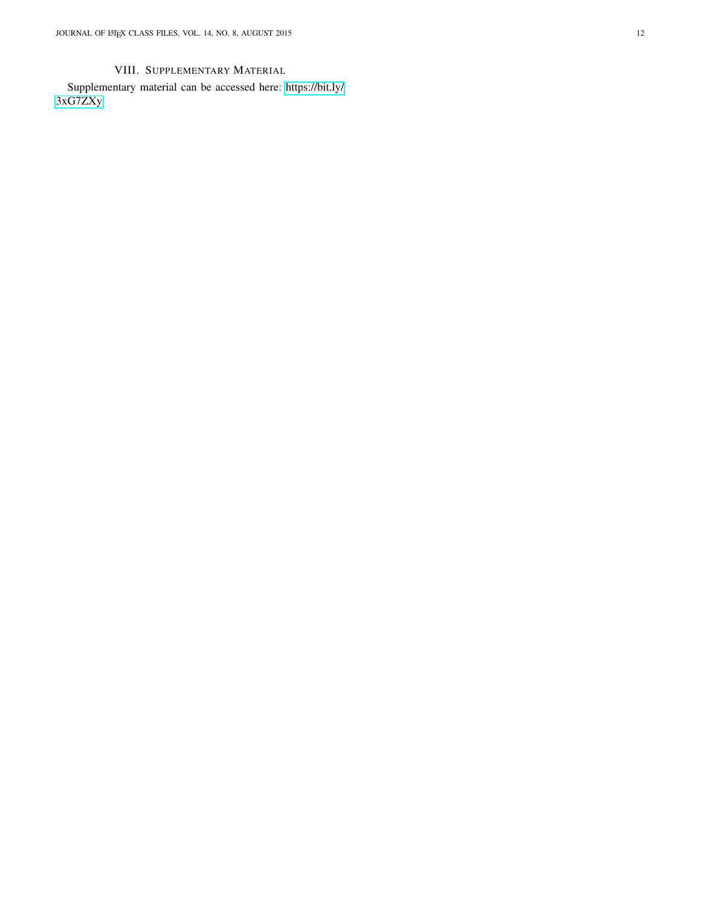## VIII. Supplementary Material

Supplementary material can be accessed here: https://bit.ly/3xG7ZXy